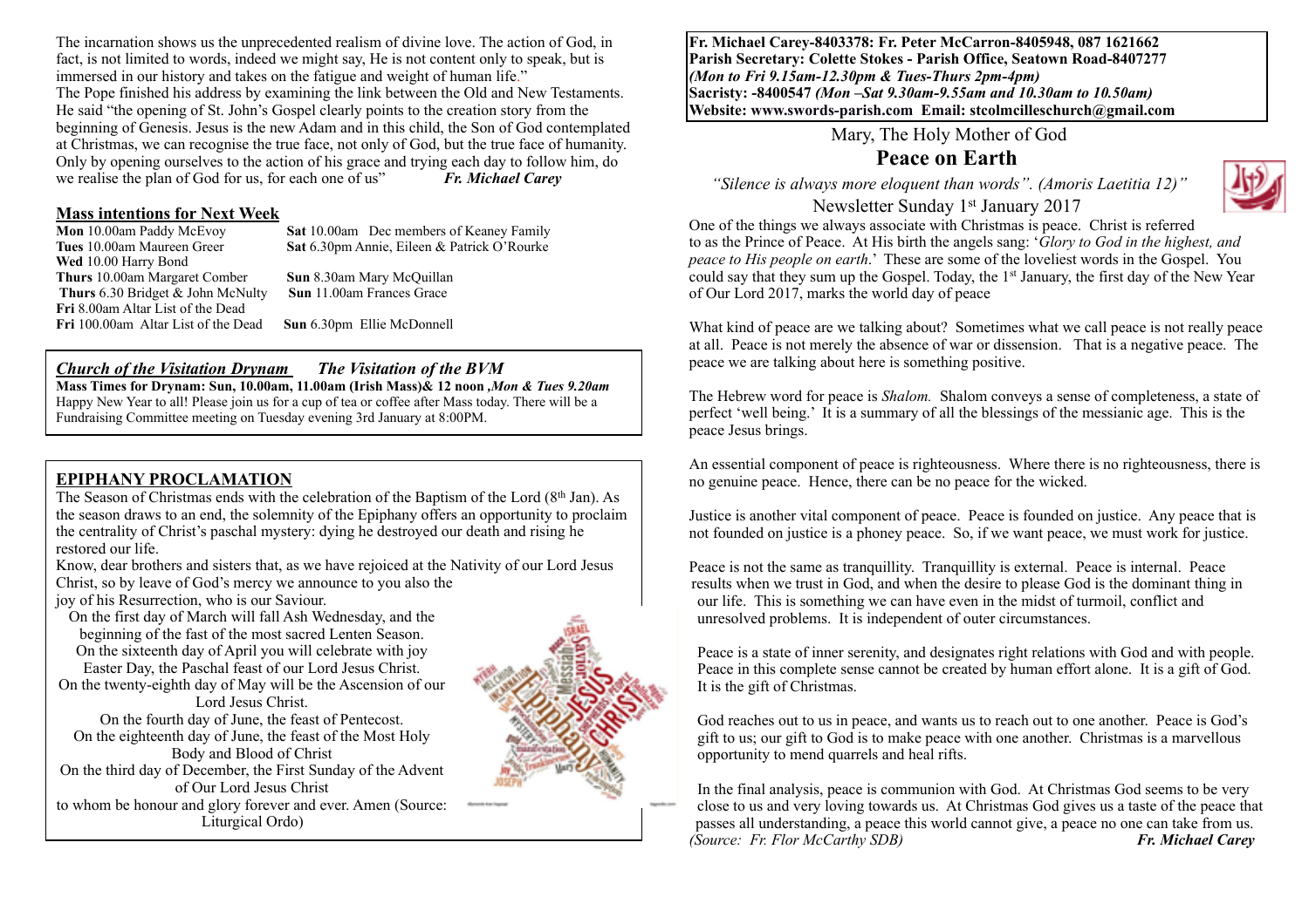The incarnation shows us the unprecedented realism of divine love. The action of God, in fact, is not limited to words, indeed we might say, He is not content only to speak, but is immersed in our history and takes on the fatigue and weight of human life."

The Pope finished his address by examining the link between the Old and New Testaments. He said "the opening of St. John's Gospel clearly points to the creation story from the beginning of Genesis. Jesus is the new Adam and in this child, the Son of God contemplated at Christmas, we can recognise the true face, not only of God, but the true face of humanity. Only by opening ourselves to the action of his grace and trying each day to follow him, do we realise the plan of God for us, for each one of us" ***Fr. Michael Carey***

## Mass intentions for Next Week

**Mon** 10.00am Paddy McEvoy
**Tues** 10.00am Maureen Greer
**Wed** 10.00 Harry Bond
**Thurs** 10.00am Margaret Comber
**Thurs** 6.30 Bridget & John McNulty
**Fri** 8.00am Altar List of the Dead
**Fri** 100.00am Altar List of the Dead
**Sat** 10.00am Dec members of Keaney Family
**Sat** 6.30pm Annie, Eileen & Patrick O'Rourke
**Sun** 8.30am Mary McQuillan
**Sun** 11.00am Frances Grace
**Sun** 6.30pm Ellie McDonnell

## *Church of the Visitation Drynam* *The Visitation of the BVM*

**Mass Times for Drynam: Sun, 10.00am, 11.00am (Irish Mass)& 12 noon ,*Mon & Tues 9.20am***

Happy New Year to all! Please join us for a cup of tea or coffee after Mass today. There will be a Fundraising Committee meeting on Tuesday evening 3rd January at 8:00PM.

## EPIPHANY PROCLAMATION

The Season of Christmas ends with the celebration of the Baptism of the Lord (8th Jan). As the season draws to an end, the solemnity of the Epiphany offers an opportunity to proclaim the centrality of Christ's paschal mystery: dying he destroyed our death and rising he restored our life.

Know, dear brothers and sisters that, as we have rejoiced at the Nativity of our Lord Jesus Christ, so by leave of God's mercy we announce to you also the joy of his Resurrection, who is our Saviour.

On the first day of March will fall Ash Wednesday, and the beginning of the fast of the most sacred Lenten Season.
On the sixteenth day of April you will celebrate with joy Easter Day, the Paschal feast of our Lord Jesus Christ.
On the twenty-eighth day of May will be the Ascension of our Lord Jesus Christ.
On the fourth day of June, the feast of Pentecost.
On the eighteenth day of June, the feast of the Most Holy Body and Blood of Christ
On the third day of December, the First Sunday of the Advent of Our Lord Jesus Christ
to whom be honour and glory forever and ever. Amen (Source: Liturgical Ordo)

**Fr. Michael Carey-8403378: Fr. Peter McCarron-8405948, 087 1621662**
**Parish Secretary: Colette Stokes - Parish Office, Seatown Road-8407277**
***(Mon to Fri 9.15am-12.30pm & Tues-Thurs 2pm-4pm)***
**Sacristy: -8400547 *(Mon –Sat 9.30am-9.55am and 10.30am to 10.50am)***
**Website: www.swords-parish.com Email: stcolmcilleschurch@gmail.com**

Mary, The Holy Mother of God

# Peace on Earth

*"Silence is always more eloquent than words". (Amoris Laetitia 12)"*

Newsletter Sunday 1st January 2017

One of the things we always associate with Christmas is peace. Christ is referred to as the Prince of Peace. At His birth the angels sang: '*Glory to God in the highest, and peace to His people on earth*.' These are some of the loveliest words in the Gospel. You could say that they sum up the Gospel. Today, the 1st January, the first day of the New Year of Our Lord 2017, marks the world day of peace

What kind of peace are we talking about? Sometimes what we call peace is not really peace at all. Peace is not merely the absence of war or dissension. That is a negative peace. The peace we are talking about here is something positive.

The Hebrew word for peace is *Shalom.* Shalom conveys a sense of completeness, a state of perfect 'well being.' It is a summary of all the blessings of the messianic age. This is the peace Jesus brings.

An essential component of peace is righteousness. Where there is no righteousness, there is no genuine peace. Hence, there can be no peace for the wicked.

Justice is another vital component of peace. Peace is founded on justice. Any peace that is not founded on justice is a phoney peace. So, if we want peace, we must work for justice.

Peace is not the same as tranquillity. Tranquillity is external. Peace is internal. Peace results when we trust in God, and when the desire to please God is the dominant thing in our life. This is something we can have even in the midst of turmoil, conflict and unresolved problems. It is independent of outer circumstances.

Peace is a state of inner serenity, and designates right relations with God and with people. Peace in this complete sense cannot be created by human effort alone. It is a gift of God. It is the gift of Christmas.

God reaches out to us in peace, and wants us to reach out to one another. Peace is God's gift to us; our gift to God is to make peace with one another. Christmas is a marvellous opportunity to mend quarrels and heal rifts.

In the final analysis, peace is communion with God. At Christmas God seems to be very close to us and very loving towards us. At Christmas God gives us a taste of the peace that passes all understanding, a peace this world cannot give, a peace no one can take from us.
*(Source: Fr. Flor McCarthy SDB)* ***Fr. Michael Carey***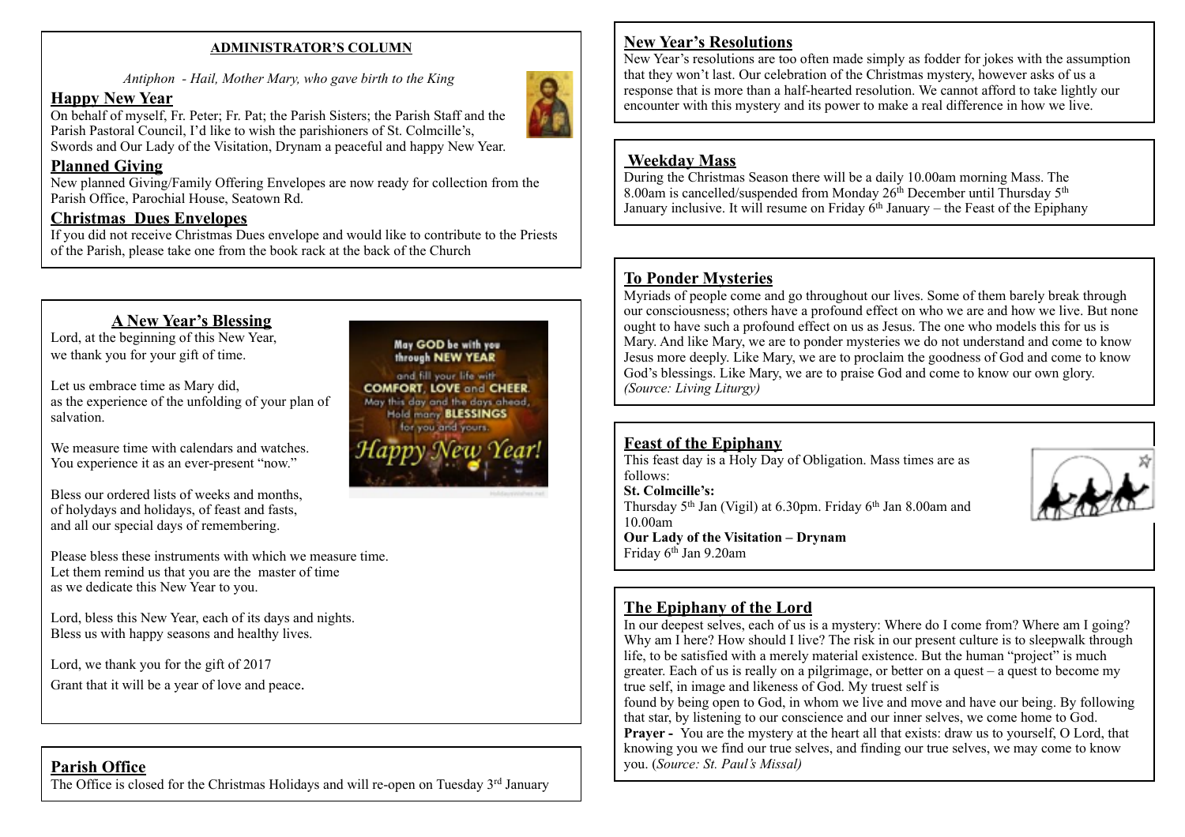## ADMINISTRATOR'S COLUMN

*Antiphon - Hail, Mother Mary, who gave birth to the King*

### Happy New Year

On behalf of myself, Fr. Peter; Fr. Pat; the Parish Sisters; the Parish Staff and the Parish Pastoral Council, I'd like to wish the parishioners of St. Colmcille's, Swords and Our Lady of the Visitation, Drynam a peaceful and happy New Year.

### Planned Giving

New planned Giving/Family Offering Envelopes are now ready for collection from the Parish Office, Parochial House, Seatown Rd.

### Christmas Dues Envelopes

If you did not receive Christmas Dues envelope and would like to contribute to the Priests of the Parish, please take one from the book rack at the back of the Church

### A New Year's Blessing

Lord, at the beginning of this New Year,
we thank you for your gift of time.

Let us embrace time as Mary did,
as the experience of the unfolding of your plan of salvation.

We measure time with calendars and watches.
You experience it as an ever-present "now."

Bless our ordered lists of weeks and months,
of holydays and holidays, of feast and fasts,
and all our special days of remembering.

Please bless these instruments with which we measure time.
Let them remind us that you are the master of time
as we dedicate this New Year to you.

Lord, bless this New Year, each of its days and nights.
Bless us with happy seasons and healthy lives.

Lord, we thank you for the gift of 2017
Grant that it will be a year of love and peace.

### Parish Office

The Office is closed for the Christmas Holidays and will re-open on Tuesday 3rd January

### New Year's Resolutions

New Year's resolutions are too often made simply as fodder for jokes with the assumption that they won't last. Our celebration of the Christmas mystery, however asks of us a response that is more than a half-hearted resolution. We cannot afford to take lightly our encounter with this mystery and its power to make a real difference in how we live.

### Weekday Mass

During the Christmas Season there will be a daily 10.00am morning Mass. The 8.00am is cancelled/suspended from Monday 26th December until Thursday 5th January inclusive. It will resume on Friday 6th January – the Feast of the Epiphany

### To Ponder Mysteries

Myriads of people come and go throughout our lives. Some of them barely break through our consciousness; others have a profound effect on who we are and how we live. But none ought to have such a profound effect on us as Jesus. The one who models this for us is Mary. And like Mary, we are to ponder mysteries we do not understand and come to know Jesus more deeply. Like Mary, we are to proclaim the goodness of God and come to know God's blessings. Like Mary, we are to praise God and come to know our own glory. *(Source: Living Liturgy)*

### Feast of the Epiphany

This feast day is a Holy Day of Obligation. Mass times are as follows:

**St. Colmcille's:**
Thursday 5th Jan (Vigil) at 6.30pm. Friday 6th Jan 8.00am and 10.00am

**Our Lady of the Visitation – Drynam**
Friday 6th Jan 9.20am

### The Epiphany of the Lord

In our deepest selves, each of us is a mystery: Where do I come from? Where am I going? Why am I here? How should I live? The risk in our present culture is to sleepwalk through life, to be satisfied with a merely material existence. But the human "project" is much greater. Each of us is really on a pilgrimage, or better on a quest – a quest to become my true self, in image and likeness of God. My truest self is found by being open to God, in whom we live and move and have our being. By following that star, by listening to our conscience and our inner selves, we come home to God.

**Prayer -** You are the mystery at the heart all that exists: draw us to yourself, O Lord, that knowing you we find our true selves, and finding our true selves, we may come to know you. (*Source: St. Paul's Missal)*